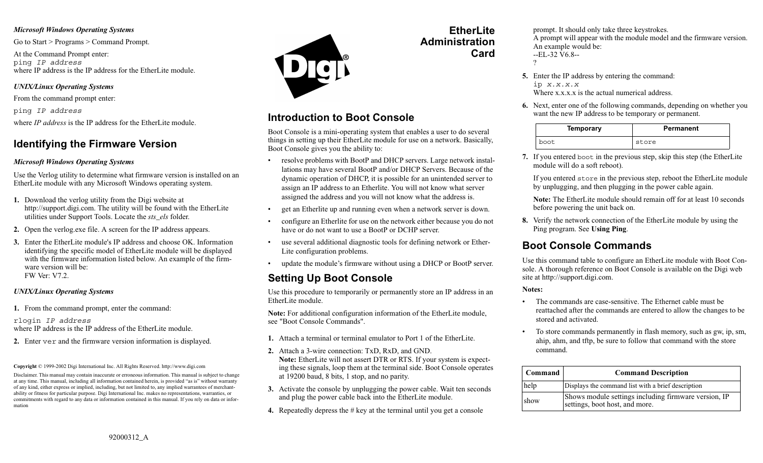*Microsoft Windows Operating Systems*

Go to Start > Programs > Command Prompt.

At the Command Prompt enter:
`ping IP address`
where IP address is the IP address for the EtherLite module.

*UNIX/Linux Operating Systems*

From the command prompt enter:

`ping IP address`

where *IP address* is the IP address for the EtherLite module.

## Identifying the Firmware Version

*Microsoft Windows Operating Systems*

Use the Verlog utility to determine what firmware version is installed on an EtherLite module with any Microsoft Windows operating system.

1. Download the verlog utility from the Digi website at http://support.digi.com. The utility will be found with the EtherLite utilities under Support Tools. Locate the *sts_els* folder.
2. Open the verlog.exe file. A screen for the IP address appears.
3. Enter the EtherLite module's IP address and choose OK. Information identifying the specific model of EtherLite module will be displayed with the firmware information listed below. An example of the firmware version will be:
FW Ver: V7.2.

*UNIX/Linux Operating Systems*

1. From the command prompt, enter the command:
`rlogin IP address`
where IP address is the IP address of the EtherLite module.
2. Enter `ver` and the firmware version information is displayed.

**Copyright** © 1999-2002 Digi International Inc. All Rights Reserved. http://www.digi.com

Disclaimer. This manual may contain inaccurate or erroneous information. This manual is subject to change at any time. This manual, including all information contained herein, is provided "as is" without warranty of any kind, either express or implied, including, but not limited to, any implied warrantees of merchantability or fitness for particular purpose. Digi International Inc. makes no representations, warranties, or commitments with regard to any data or information contained in this manual. If you rely on data or information

92000312_A

# EtherLite Administration Card

## Introduction to Boot Console

Boot Console is a mini-operating system that enables a user to do several things in setting up their EtherLite module for use on a network. Basically, Boot Console gives you the ability to:

- resolve problems with BootP and DHCP servers. Large network installations may have several BootP and/or DHCP Servers. Because of the dynamic operation of DHCP, it is possible for an unintended server to assign an IP address to an Etherlite. You will not know what server assigned the address and you will not know what the address is.
- get an Etherlite up and running even when a network server is down.
- configure an Etherlite for use on the network either because you do not have or do not want to use a BootP or DCHP server.
- use several additional diagnostic tools for defining network or EtherLite configuration problems.
- update the module's firmware without using a DHCP or BootP server.

## Setting Up Boot Console

Use this procedure to temporarily or permanently store an IP address in an EtherLite module.

**Note:** For additional configuration information of the EtherLite module, see "Boot Console Commands".

1. Attach a terminal or terminal emulator to Port 1 of the EtherLite.
2. Attach a 3-wire connection: TxD, RxD, and GND.
**Note:** EtherLite will not assert DTR or RTS. If your system is expecting these signals, loop them at the terminal side. Boot Console operates at 19200 baud, 8 bits, 1 stop, and no parity.
3. Activate the console by unplugging the power cable. Wait ten seconds and plug the power cable back into the EtherLite module.
4. Repeatedly depress the # key at the terminal until you get a console prompt. It should only take three keystrokes.
A prompt will appear with the module model and the firmware version. An example would be:
--EL-32 V6.8--
?
5. Enter the IP address by entering the command:
`ip x.x.x.x`
Where x.x.x.x is the actual numerical address.
6. Next, enter one of the following commands, depending on whether you want the new IP address to be temporary or permanent.

| Temporary | Permanent |
|---|---|
| `boot` | `store` |

7. If you entered `boot` in the previous step, skip this step (the EtherLite module will do a soft reboot).

   If you entered `store` in the previous step, reboot the EtherLite module by unplugging, and then plugging in the power cable again.

   **Note:** The EtherLite module should remain off for at least 10 seconds before powering the unit back on.
8. Verify the network connection of the EtherLite module by using the Ping program. See **Using Ping**.

## Boot Console Commands

Use this command table to configure an EtherLite module with Boot Console. A thorough reference on Boot Console is available on the Digi web site at http://support.digi.com.

**Notes:**

- The commands are case-sensitive. The Ethernet cable must be reattached after the commands are entered to allow the changes to be stored and activated.
- To store commands permanently in flash memory, such as gw, ip, sm, ahip, ahm, and tftp, be sure to follow that command with the store command.

| Command | Command Description |
|---|---|
| help | Displays the command list with a brief description |
| show | Shows module settings including firmware version, IP settings, boot host, and more. |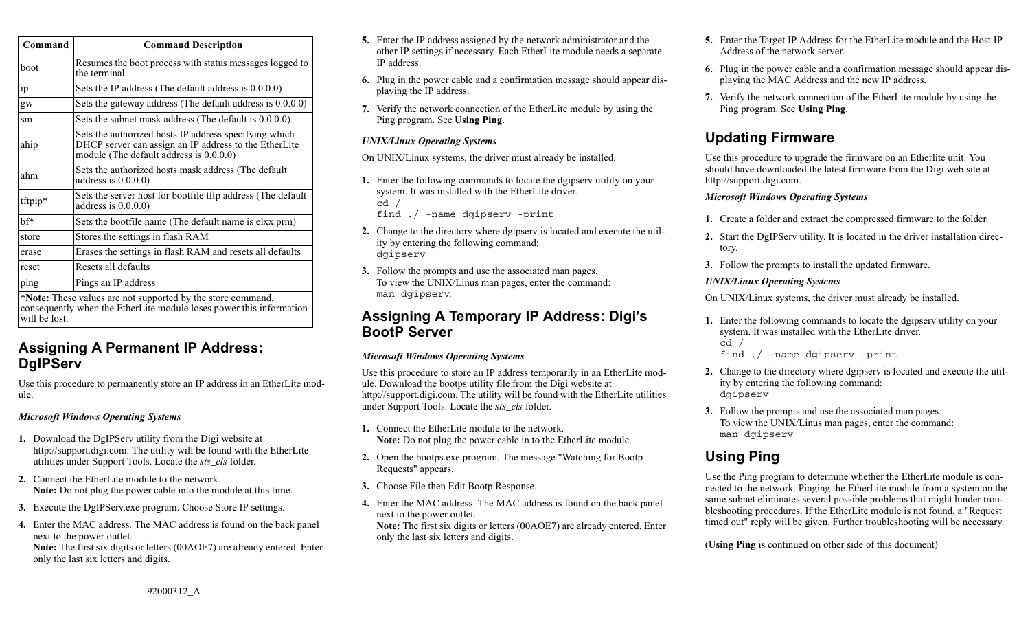| Command | Command Description |
|---|---|
| boot | Resumes the boot process with status messages logged to the terminal |
| ip | Sets the IP address (The default address is 0.0.0.0) |
| gw | Sets the gateway address (The default address is 0.0.0.0) |
| sm | Sets the subnet mask address (The default is 0.0.0.0) |
| ahip | Sets the authorized hosts IP address specifying which DHCP server can assign an IP address to the EtherLite module (The default address is 0.0.0.0) |
| ahm | Sets the authorized hosts mask address (The default address is 0.0.0.0) |
| tftpip* | Sets the server host for bootfile tftp address (The default address is 0.0.0.0) |
| bf* | Sets the bootfile name (The default name is elxx.prm) |
| store | Stores the settings in flash RAM |
| erase | Erases the settings in flash RAM and resets all defaults |
| reset | Resets all defaults |
| ping | Pings an IP address |

*__Note:__ These values are not supported by the store command, consequently when the EtherLite module loses power this information will be lost.

## Assigning A Permanent IP Address: DgIPServ

Use this procedure to permanently store an IP address in an EtherLite module.

***Microsoft Windows Operating Systems***

1. Download the DgIPServ utility from the Digi website at http://support.digi.com. The utility will be found with the EtherLite utilities under Support Tools. Locate the *sts_els* folder.
2. Connect the EtherLite module to the network.
   **Note:** Do not plug the power cable into the module at this time.
3. Execute the DgIPServ.exe program. Choose Store IP settings.
4. Enter the MAC address. The MAC address is found on the back panel next to the power outlet.
   **Note:** The first six digits or letters (00AOE7) are already entered. Enter only the last six letters and digits.
5. Enter the IP address assigned by the network administrator and the other IP settings if necessary. Each EtherLite module needs a separate IP address.
6. Plug in the power cable and a confirmation message should appear displaying the IP address.
7. Verify the network connection of the EtherLite module by using the Ping program. See **Using Ping**.

***UNIX/Linux Operating Systems***

On UNIX/Linux systems, the driver must already be installed.

1. Enter the following commands to locate the dgipserv utility on your system. It was installed with the EtherLite driver.
   ```
   cd /
   find ./ -name dgipserv -print
   ```
2. Change to the directory where dgipserv is located and execute the utility by entering the following command:
   `dgipserv`
3. Follow the prompts and use the associated man pages.
   To view the UNIX/Linus man pages, enter the command:
   `man dgipserv`.

## Assigning A Temporary IP Address: Digi's BootP Server

***Microsoft Windows Operating Systems***

Use this procedure to store an IP address temporarily in an EtherLite module. Download the bootps utility file from the Digi website at http://support.digi.com. The utility will be found with the EtherLite utilities under Support Tools. Locate the *sts_els* folder.

1. Connect the EtherLite module to the network.
   **Note:** Do not plug the power cable in to the EtherLite module.
2. Open the bootps.exe program. The message "Watching for Bootp Requests" appears.
3. Choose File then Edit Bootp Response.
4. Enter the MAC address. The MAC address is found on the back panel next to the power outlet.
   **Note:** The first six digits or letters (00AOE7) are already entered. Enter only the last six letters and digits.
5. Enter the Target IP Address for the EtherLite module and the Host IP Address of the network server.
6. Plug in the power cable and a confirmation message should appear displaying the MAC Address and the new IP address.
7. Verify the network connection of the EtherLite module by using the Ping program. See **Using Ping**.

## Updating Firmware

Use this procedure to upgrade the firmware on an Etherlite unit. You should have downloaded the latest firmware from the Digi web site at http://support.digi.com.

***Microsoft Windows Operating Systems***

1. Create a folder and extract the compressed firmware to the folder.
2. Start the DgIPServ utility. It is located in the driver installation directory.
3. Follow the prompts to install the updated firmware.

***UNIX/Linux Operating Systems***

On UNIX/Linux systems, the driver must already be installed.

1. Enter the following commands to locate the dgipserv utility on your system. It was installed with the EtherLite driver.
   ```
   cd /
   find ./ -name dgipserv -print
   ```
2. Change to the directory where dgipserv is located and execute the utility by entering the following command:
   `dgipserv`
3. Follow the prompts and use the associated man pages.
   To view the UNIX/Linus man pages, enter the command:
   `man dgipserv`

## Using Ping

Use the Ping program to determine whether the EtherLite module is connected to the network. Pinging the EtherLite module from a system on the same subnet eliminates several possible problems that might hinder troubleshooting procedures. If the EtherLite module is not found, a "Request timed out" reply will be given. Further troubleshooting will be necessary.

(**Using Ping** is continued on other side of this document)

92000312_A